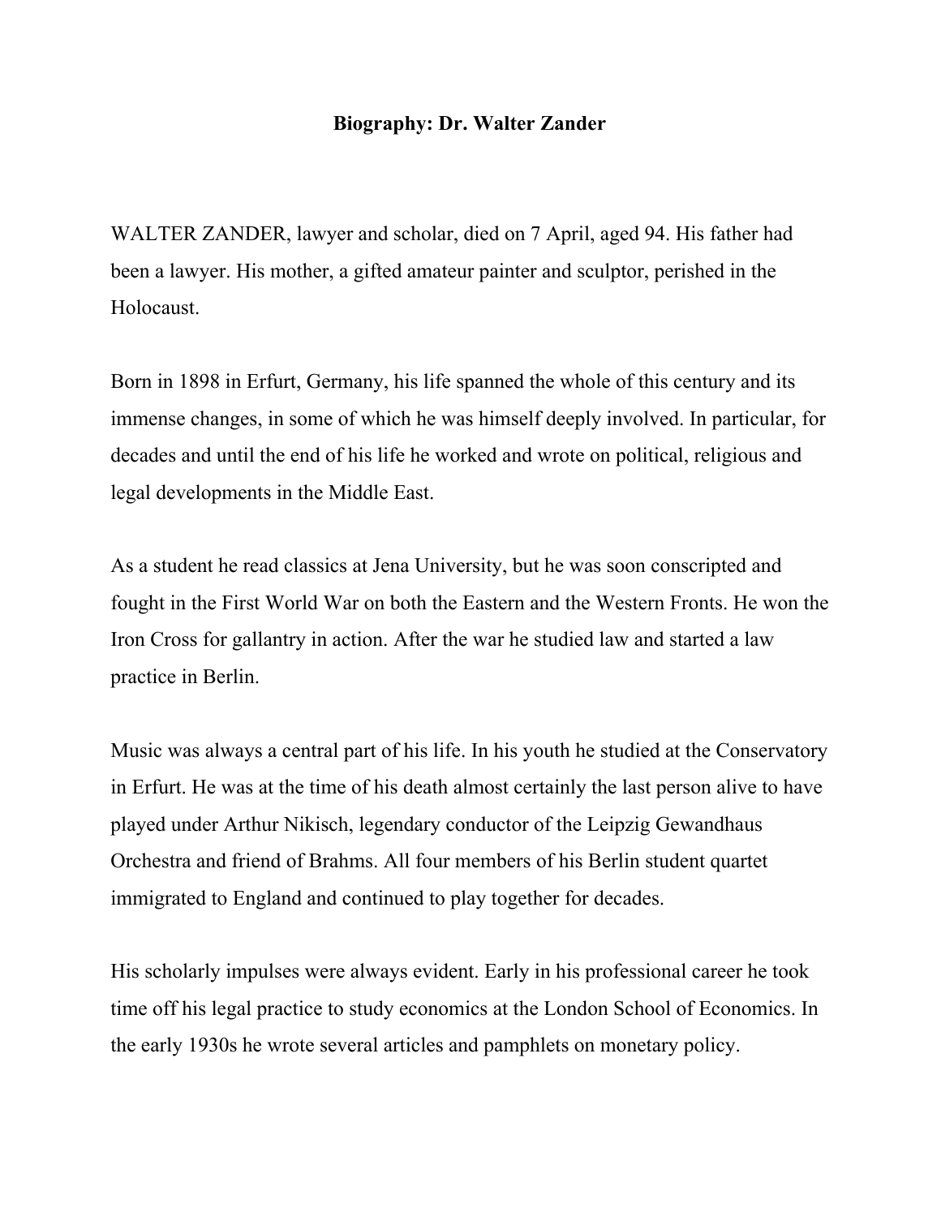# Biography: Dr. Walter Zander

WALTER ZANDER, lawyer and scholar, died on 7 April, aged 94. His father had been a lawyer. His mother, a gifted amateur painter and sculptor, perished in the Holocaust.

Born in 1898 in Erfurt, Germany, his life spanned the whole of this century and its immense changes, in some of which he was himself deeply involved. In particular, for decades and until the end of his life he worked and wrote on political, religious and legal developments in the Middle East.

As a student he read classics at Jena University, but he was soon conscripted and fought in the First World War on both the Eastern and the Western Fronts. He won the Iron Cross for gallantry in action. After the war he studied law and started a law practice in Berlin.

Music was always a central part of his life. In his youth he studied at the Conservatory in Erfurt. He was at the time of his death almost certainly the last person alive to have played under Arthur Nikisch, legendary conductor of the Leipzig Gewandhaus Orchestra and friend of Brahms. All four members of his Berlin student quartet immigrated to England and continued to play together for decades.

His scholarly impulses were always evident. Early in his professional career he took time off his legal practice to study economics at the London School of Economics. In the early 1930s he wrote several articles and pamphlets on monetary policy.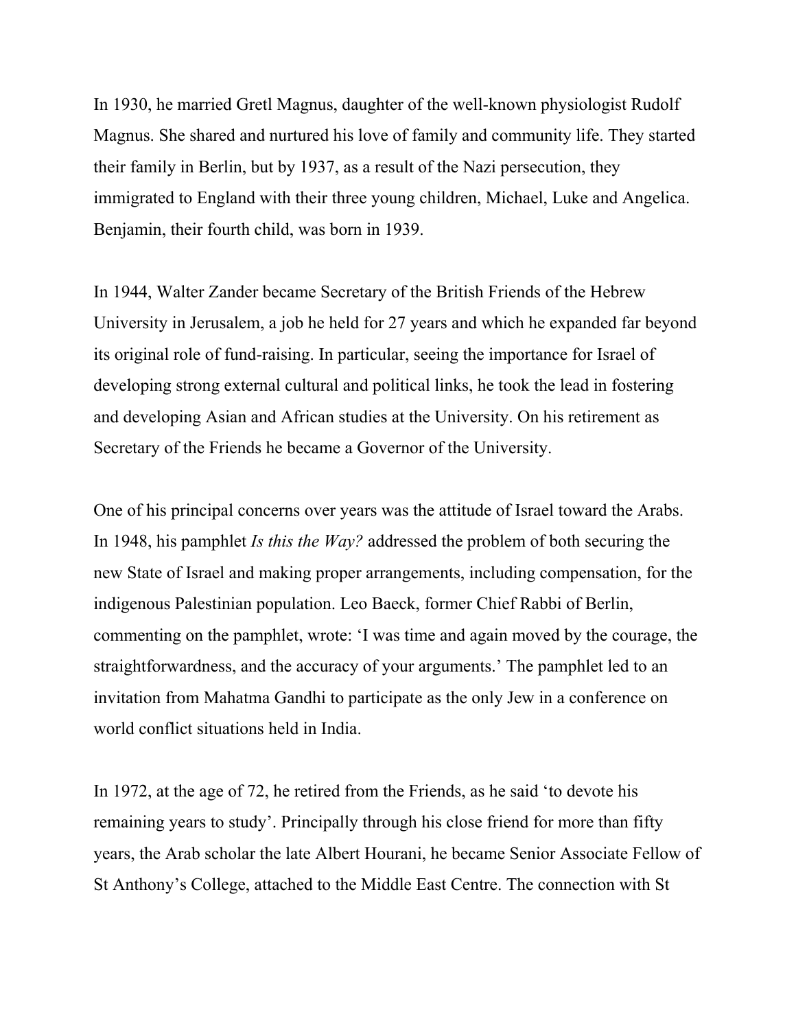In 1930, he married Gretl Magnus, daughter of the well-known physiologist Rudolf Magnus. She shared and nurtured his love of family and community life. They started their family in Berlin, but by 1937, as a result of the Nazi persecution, they immigrated to England with their three young children, Michael, Luke and Angelica. Benjamin, their fourth child, was born in 1939.

In 1944, Walter Zander became Secretary of the British Friends of the Hebrew University in Jerusalem, a job he held for 27 years and which he expanded far beyond its original role of fund-raising. In particular, seeing the importance for Israel of developing strong external cultural and political links, he took the lead in fostering and developing Asian and African studies at the University. On his retirement as Secretary of the Friends he became a Governor of the University.

One of his principal concerns over years was the attitude of Israel toward the Arabs. In 1948, his pamphlet *Is this the Way?* addressed the problem of both securing the new State of Israel and making proper arrangements, including compensation, for the indigenous Palestinian population. Leo Baeck, former Chief Rabbi of Berlin, commenting on the pamphlet, wrote: 'I was time and again moved by the courage, the straightforwardness, and the accuracy of your arguments.' The pamphlet led to an invitation from Mahatma Gandhi to participate as the only Jew in a conference on world conflict situations held in India.

In 1972, at the age of 72, he retired from the Friends, as he said 'to devote his remaining years to study'. Principally through his close friend for more than fifty years, the Arab scholar the late Albert Hourani, he became Senior Associate Fellow of St Anthony's College, attached to the Middle East Centre. The connection with St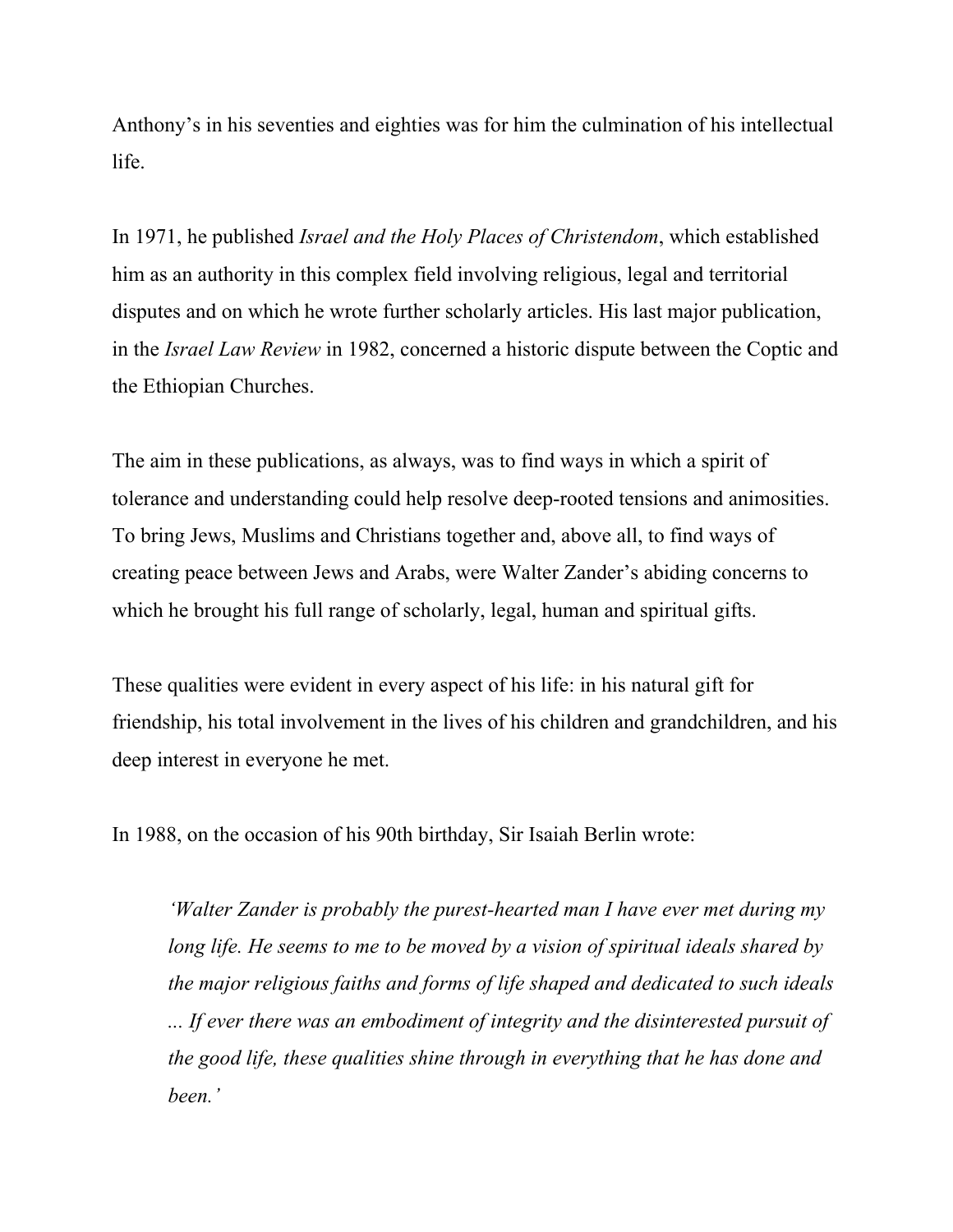Anthony's in his seventies and eighties was for him the culmination of his intellectual life.

In 1971, he published *Israel and the Holy Places of Christendom*, which established him as an authority in this complex field involving religious, legal and territorial disputes and on which he wrote further scholarly articles. His last major publication, in the *Israel Law Review* in 1982, concerned a historic dispute between the Coptic and the Ethiopian Churches.

The aim in these publications, as always, was to find ways in which a spirit of tolerance and understanding could help resolve deep-rooted tensions and animosities. To bring Jews, Muslims and Christians together and, above all, to find ways of creating peace between Jews and Arabs, were Walter Zander's abiding concerns to which he brought his full range of scholarly, legal, human and spiritual gifts.

These qualities were evident in every aspect of his life: in his natural gift for friendship, his total involvement in the lives of his children and grandchildren, and his deep interest in everyone he met.

In 1988, on the occasion of his 90th birthday, Sir Isaiah Berlin wrote:

> *'Walter Zander is probably the purest-hearted man I have ever met during my long life. He seems to me to be moved by a vision of spiritual ideals shared by the major religious faiths and forms of life shaped and dedicated to such ideals ... If ever there was an embodiment of integrity and the disinterested pursuit of the good life, these qualities shine through in everything that he has done and been.'*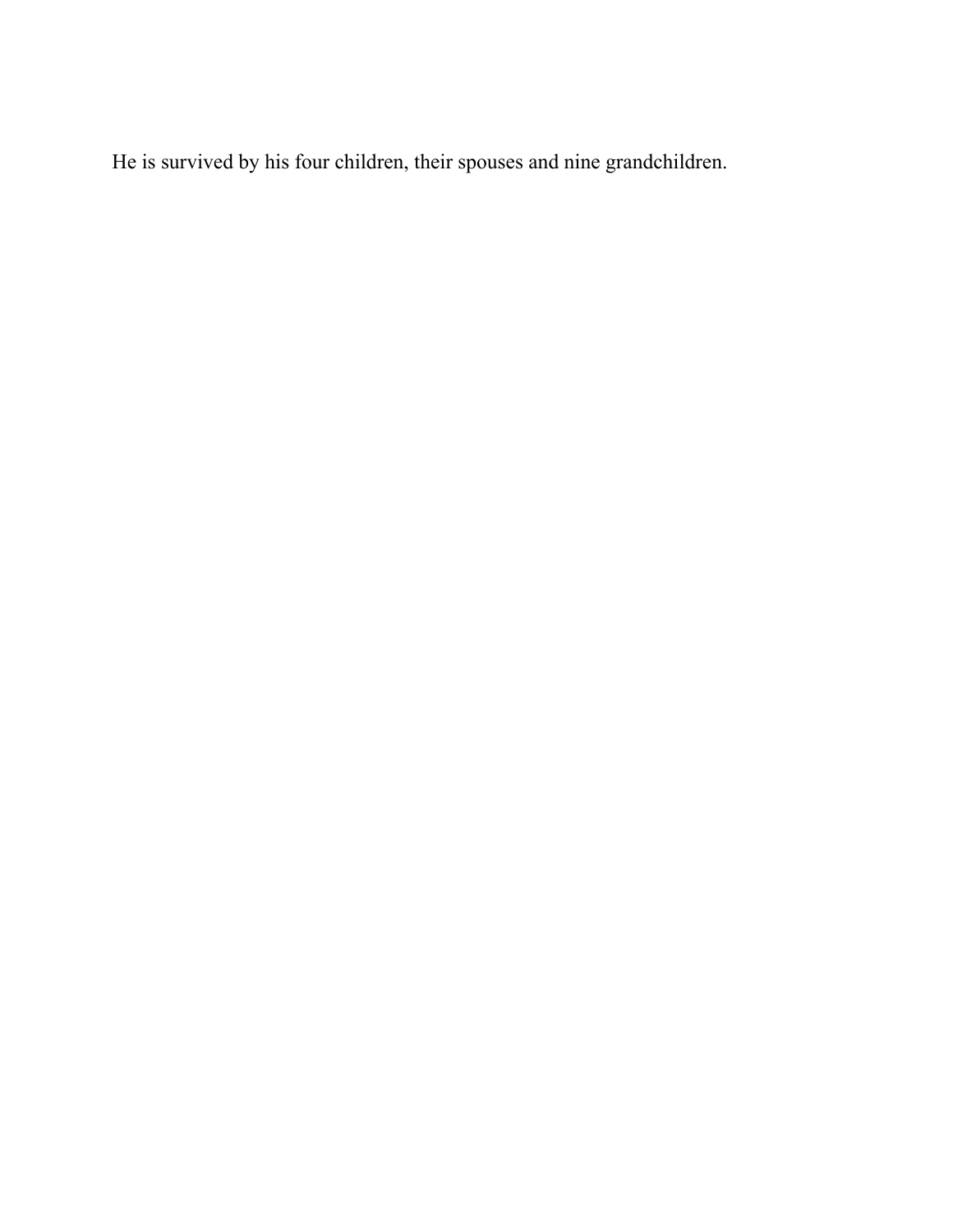He is survived by his four children, their spouses and nine grandchildren.